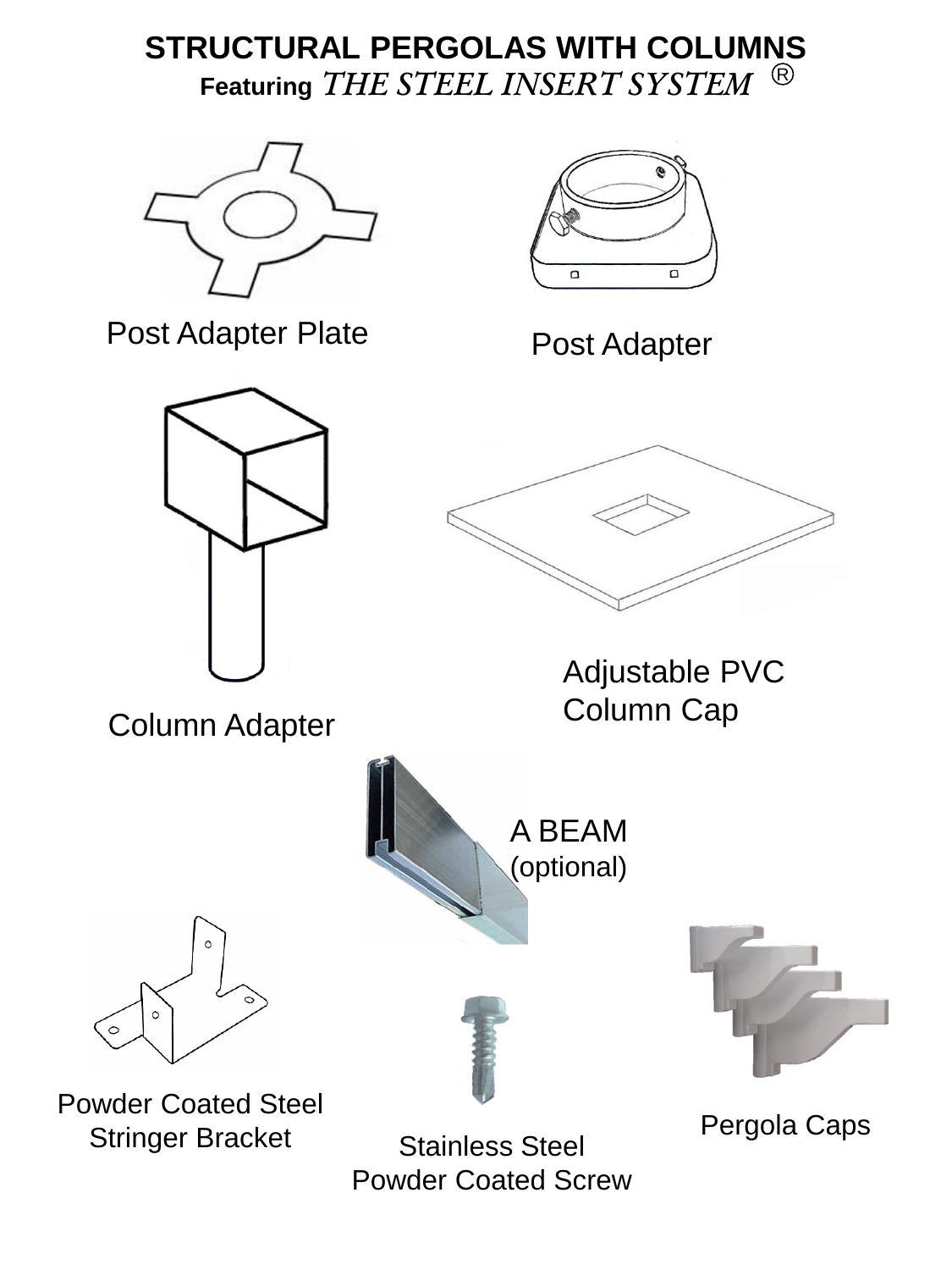# STRUCTURAL PERGOLAS WITH COLUMNS

**Featuring** *THE STEEL INSERT SYSTEM* ®

Post Adapter Plate

Post Adapter

Column Adapter

Adjustable PVC Column Cap

A BEAM (optional)

Powder Coated Steel Stringer Bracket

Stainless Steel Powder Coated Screw

Pergola Caps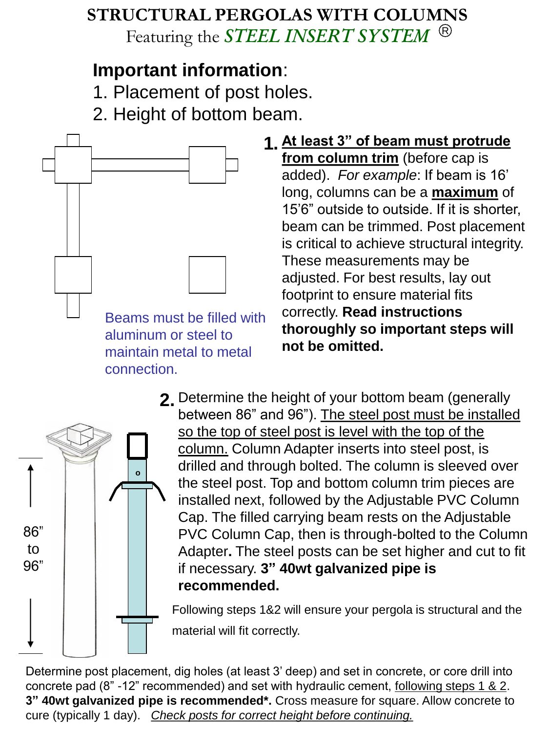# STRUCTURAL PERGOLAS WITH COLUMNS

Featuring the *STEEL INSERT SYSTEM* ®

## Important information:

1. Placement of post holes.
2. Height of bottom beam.

**1.** **At least 3" of beam must protrude from column trim** (before cap is added). *For example*: If beam is 16' long, columns can be a **maximum** of 15'6" outside to outside. If it is shorter, beam can be trimmed. Post placement is critical to achieve structural integrity. These measurements may be adjusted. For best results, lay out footprint to ensure material fits correctly. **Read instructions thoroughly so important steps will not be omitted.**

Beams must be filled with aluminum or steel to maintain metal to metal connection.

**2.** Determine the height of your bottom beam (generally between 86" and 96"). The steel post must be installed so the top of steel post is level with the top of the column. Column Adapter inserts into steel post, is drilled and through bolted. The column is sleeved over the steel post. Top and bottom column trim pieces are installed next, followed by the Adjustable PVC Column Cap. The filled carrying beam rests on the Adjustable PVC Column Cap, then is through-bolted to the Column Adapter**.** The steel posts can be set higher and cut to fit if necessary. **3" 40wt galvanized pipe is recommended.**

86" to 96"

Following steps 1&2 will ensure your pergola is structural and the material will fit correctly.

Determine post placement, dig holes (at least 3' deep) and set in concrete, or core drill into concrete pad (8" -12" recommended) and set with hydraulic cement, following steps 1 & 2. **3" 40wt galvanized pipe is recommended*.** Cross measure for square. Allow concrete to cure (typically 1 day). *Check posts for correct height before continuing.*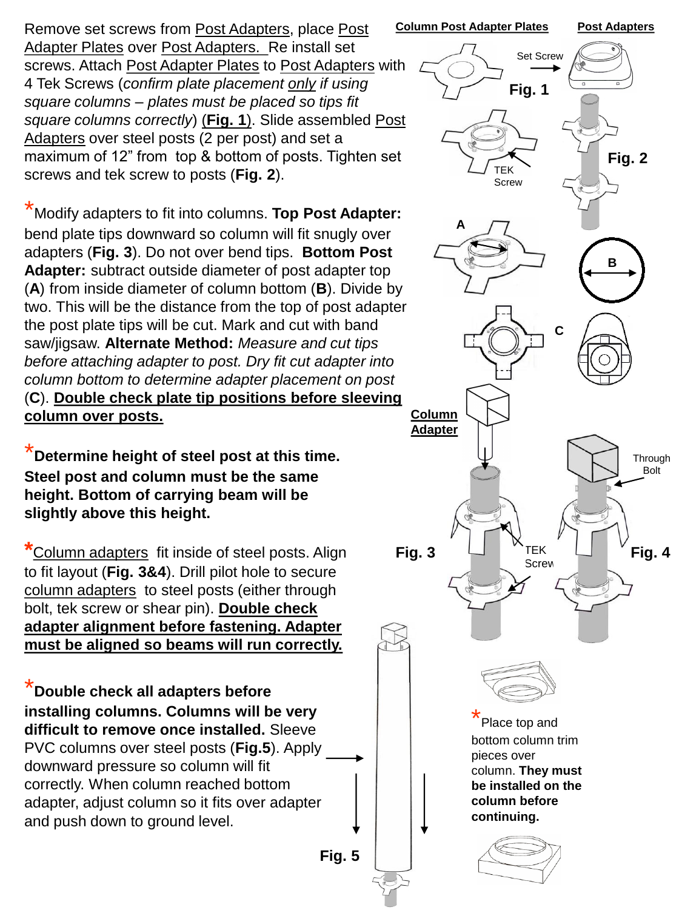Remove set screws from Post Adapters, place Post Adapter Plates over Post Adapters. Re install set screws. Attach Post Adapter Plates to Post Adapters with 4 Tek Screws (*confirm plate placement only if using square columns – plates must be placed so tips fit square columns correctly*) (**Fig. 1**). Slide assembled Post Adapters over steel posts (2 per post) and set a maximum of 12" from top & bottom of posts. Tighten set screws and tek screw to posts (**Fig. 2**).

*Modify adapters to fit into columns. **Top Post Adapter:** bend plate tips downward so column will fit snugly over adapters (**Fig. 3**). Do not over bend tips. **Bottom Post Adapter:** subtract outside diameter of post adapter top (**A**) from inside diameter of column bottom (**B**). Divide by two. This will be the distance from the top of post adapter the post plate tips will be cut. Mark and cut with band saw/jigsaw. **Alternate Method:** *Measure and cut tips before attaching adapter to post. Dry fit cut adapter into column bottom to determine adapter placement on post* (**C**). **Double check plate tip positions before sleeving column over posts.**

***Determine height of steel post at this time. Steel post and column must be the same height. Bottom of carrying beam will be slightly above this height.**

*Column adapters fit inside of steel posts. Align to fit layout (**Fig. 3&4**). Drill pilot hole to secure column adapters to steel posts (either through bolt, tek screw or shear pin). **Double check adapter alignment before fastening. Adapter must be aligned so beams will run correctly.**

***Double check all adapters before installing columns. Columns will be very difficult to remove once installed.** Sleeve PVC columns over steel posts (**Fig.5**). Apply downward pressure so column will fit correctly. When column reached bottom adapter, adjust column so it fits over adapter and push down to ground level.

*Place top and bottom column trim pieces over column. **They must be installed on the column before continuing.**

Column Post Adapter Plates — Post Adapters — Set Screw — **Fig. 1**

TEK Screw — **Fig. 2**

A — B — C

Column Adapter — Through Bolt — TEK Screw — **Fig. 3** — **Fig. 4**

**Fig. 5**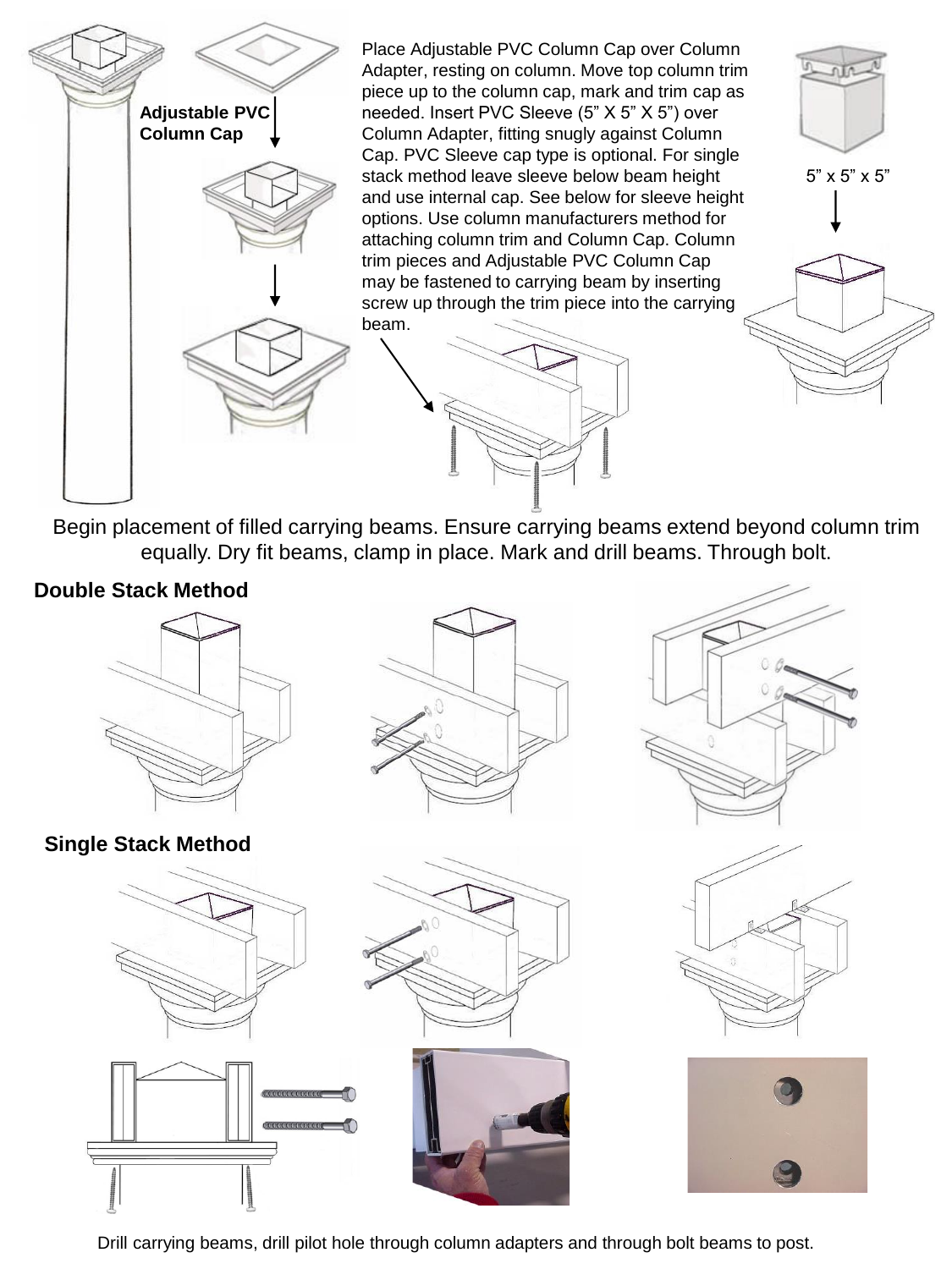**Adjustable PVC Column Cap**

Place Adjustable PVC Column Cap over Column Adapter, resting on column. Move top column trim piece up to the column cap, mark and trim cap as needed. Insert PVC Sleeve (5” X 5” X 5”) over Column Adapter, fitting snugly against Column Cap. PVC Sleeve cap type is optional. For single stack method leave sleeve below beam height and use internal cap. See below for sleeve height options. Use column manufacturers method for attaching column trim and Column Cap. Column trim pieces and Adjustable PVC Column Cap may be fastened to carrying beam by inserting screw up through the trim piece into the carrying beam.

5” x 5” x 5”

Begin placement of filled carrying beams. Ensure carrying beams extend beyond column trim equally. Dry fit beams, clamp in place. Mark and drill beams. Through bolt.

**Double Stack Method**

**Single Stack Method**

Drill carrying beams, drill pilot hole through column adapters and through bolt beams to post.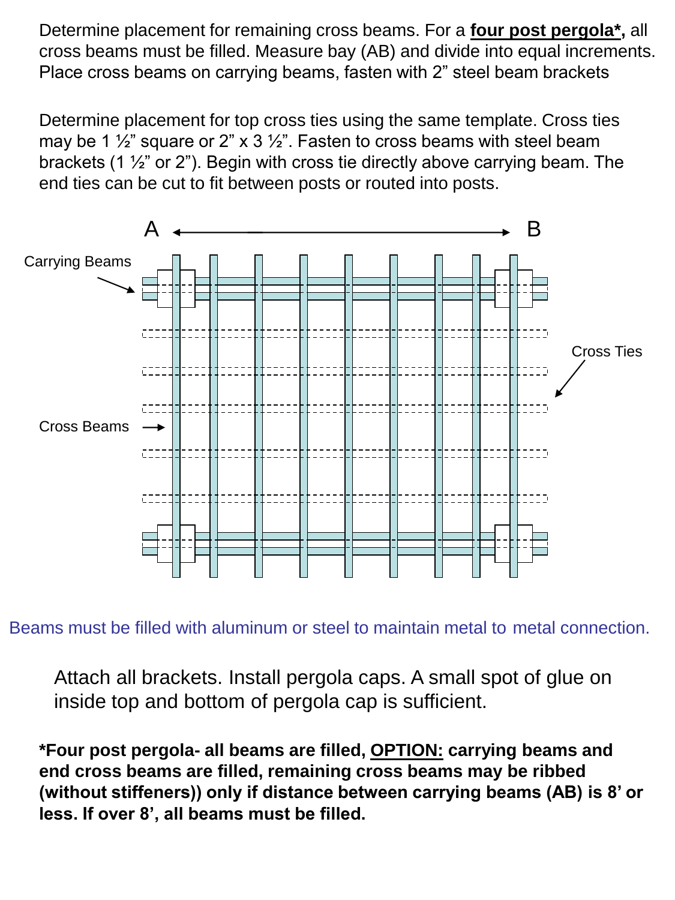Determine placement for remaining cross beams. For a **four post pergola*,** all cross beams must be filled. Measure bay (AB) and divide into equal increments. Place cross beams on carrying beams, fasten with 2" steel beam brackets

Determine placement for top cross ties using the same template. Cross ties may be 1 ½" square or 2" x 3 ½". Fasten to cross beams with steel beam brackets (1 ½" or 2"). Begin with cross tie directly above carrying beam. The end ties can be cut to fit between posts or routed into posts.

A ← → B

Carrying Beams

Cross Ties

Cross Beams

Beams must be filled with aluminum or steel to maintain metal to metal connection.

Attach all brackets. Install pergola caps. A small spot of glue on inside top and bottom of pergola cap is sufficient.

***Four post pergola- all beams are filled, OPTION: carrying beams and end cross beams are filled, remaining cross beams may be ribbed (without stiffeners)) only if distance between carrying beams (AB) is 8' or less. If over 8', all beams must be filled.**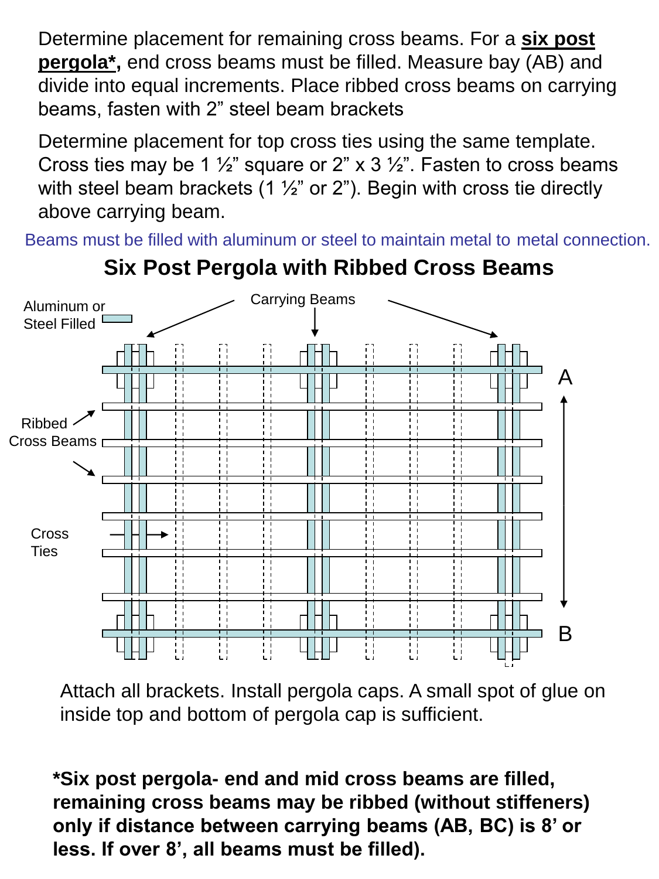Determine placement for remaining cross beams. For a **six post pergola\*,** end cross beams must be filled. Measure bay (AB) and divide into equal increments. Place ribbed cross beams on carrying beams, fasten with 2" steel beam brackets

Determine placement for top cross ties using the same template. Cross ties may be 1 ½" square or 2" x 3 ½". Fasten to cross beams with steel beam brackets (1 ½" or 2"). Begin with cross tie directly above carrying beam.

Beams must be filled with aluminum or steel to maintain metal to metal connection.

## Six Post Pergola with Ribbed Cross Beams

Aluminum or Steel Filled

Carrying Beams

Ribbed Cross Beams

Cross Ties

A

B

Attach all brackets. Install pergola caps. A small spot of glue on inside top and bottom of pergola cap is sufficient.

**\*Six post pergola- end and mid cross beams are filled, remaining cross beams may be ribbed (without stiffeners) only if distance between carrying beams (AB, BC) is 8' or less. If over 8', all beams must be filled).**